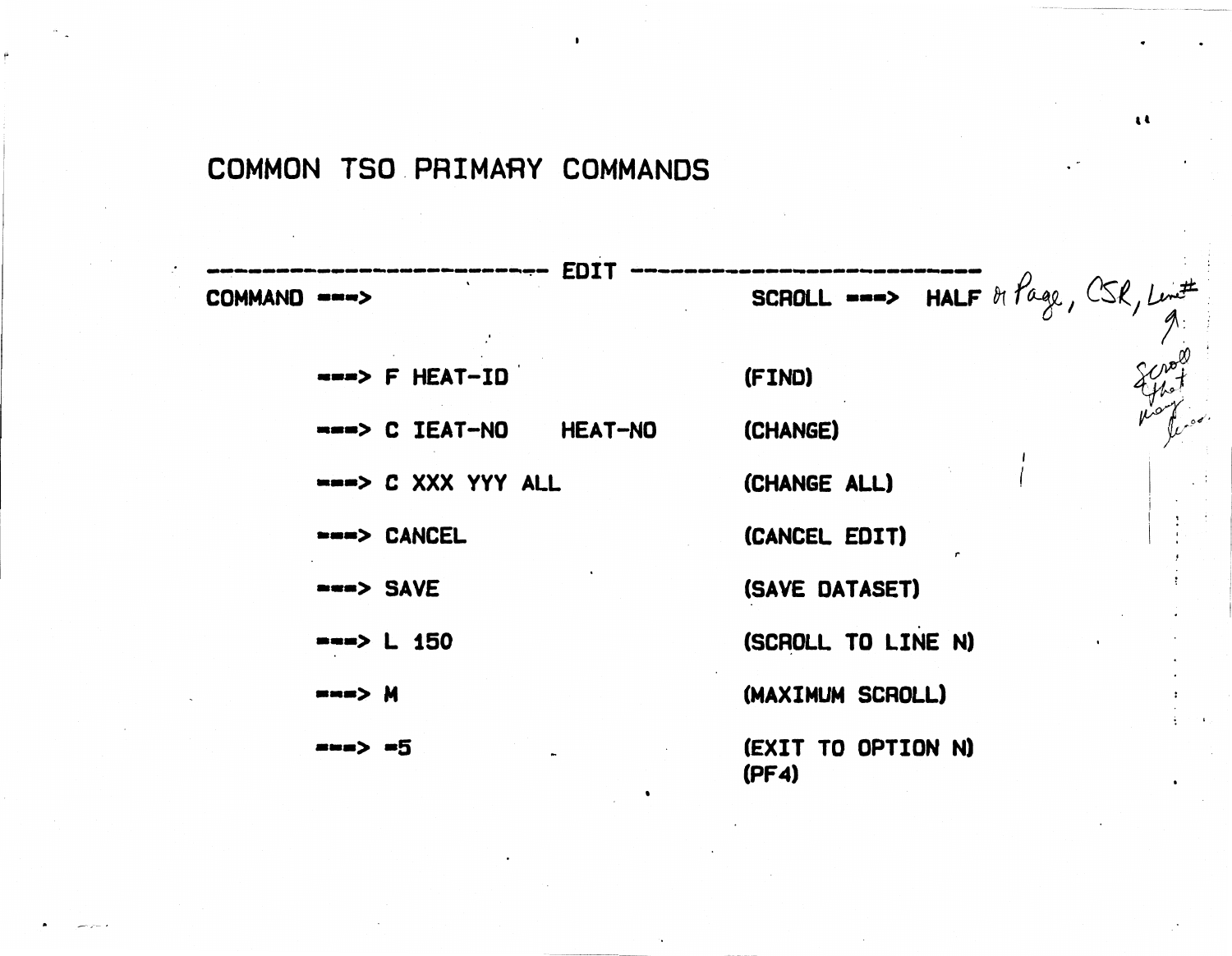# COMMON TSO PRIMARY COMMANDS

```
------------------------- EDIT -------------------------
COMMAND ===>                           SCROLL ===> HALF
```

*or Page, CSR, Line# — Scroll that many lines*

| Command | Description |
|---|---|
| ===> F HEAT-ID | (FIND) |
| ===> C IEAT-NO HEAT-NO | (CHANGE) |
| ===> C XXX YYY ALL | (CHANGE ALL) |
| ===> CANCEL | (CANCEL EDIT) |
| ===> SAVE | (SAVE DATASET) |
| ===> L 150 | (SCROLL TO LINE N) |
| ===> M | (MAXIMUM SCROLL) |
| ===> =5 | (EXIT TO OPTION N) (PF4) |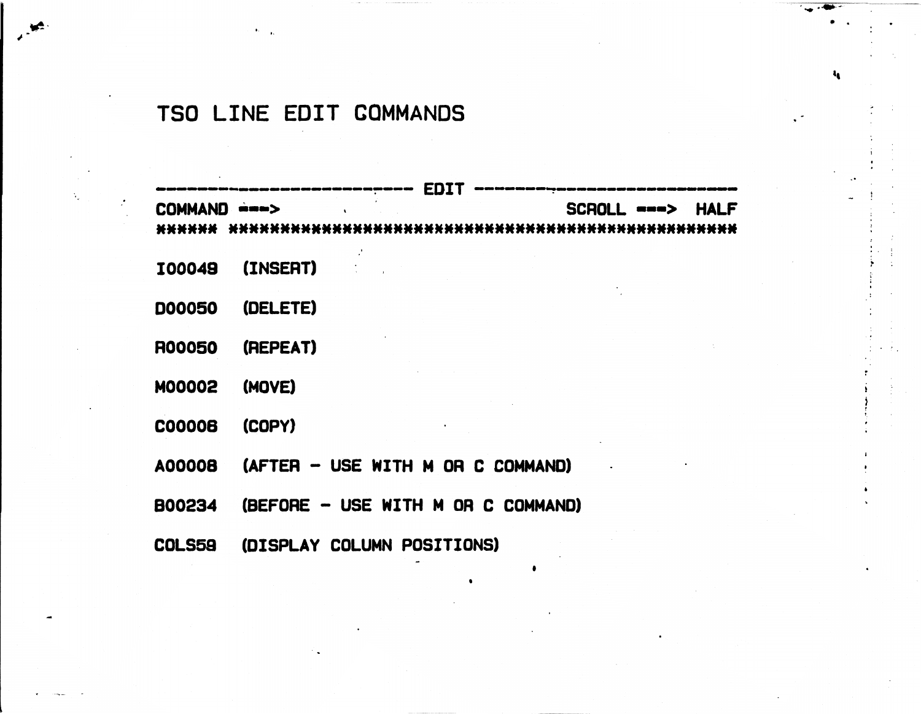# TSO LINE EDIT COMMANDS

```
------------------------- EDIT ---------------------------
COMMAND ===>                                  SCROLL ===> HALF
****** ***********************************************

I00049   (INSERT)

D00050   (DELETE)

R00050   (REPEAT)

M00002   (MOVE)

C00006   (COPY)

A00008   (AFTER - USE WITH M OR C COMMAND)

B00234   (BEFORE - USE WITH M OR C COMMAND)

COLS59   (DISPLAY COLUMN POSITIONS)
```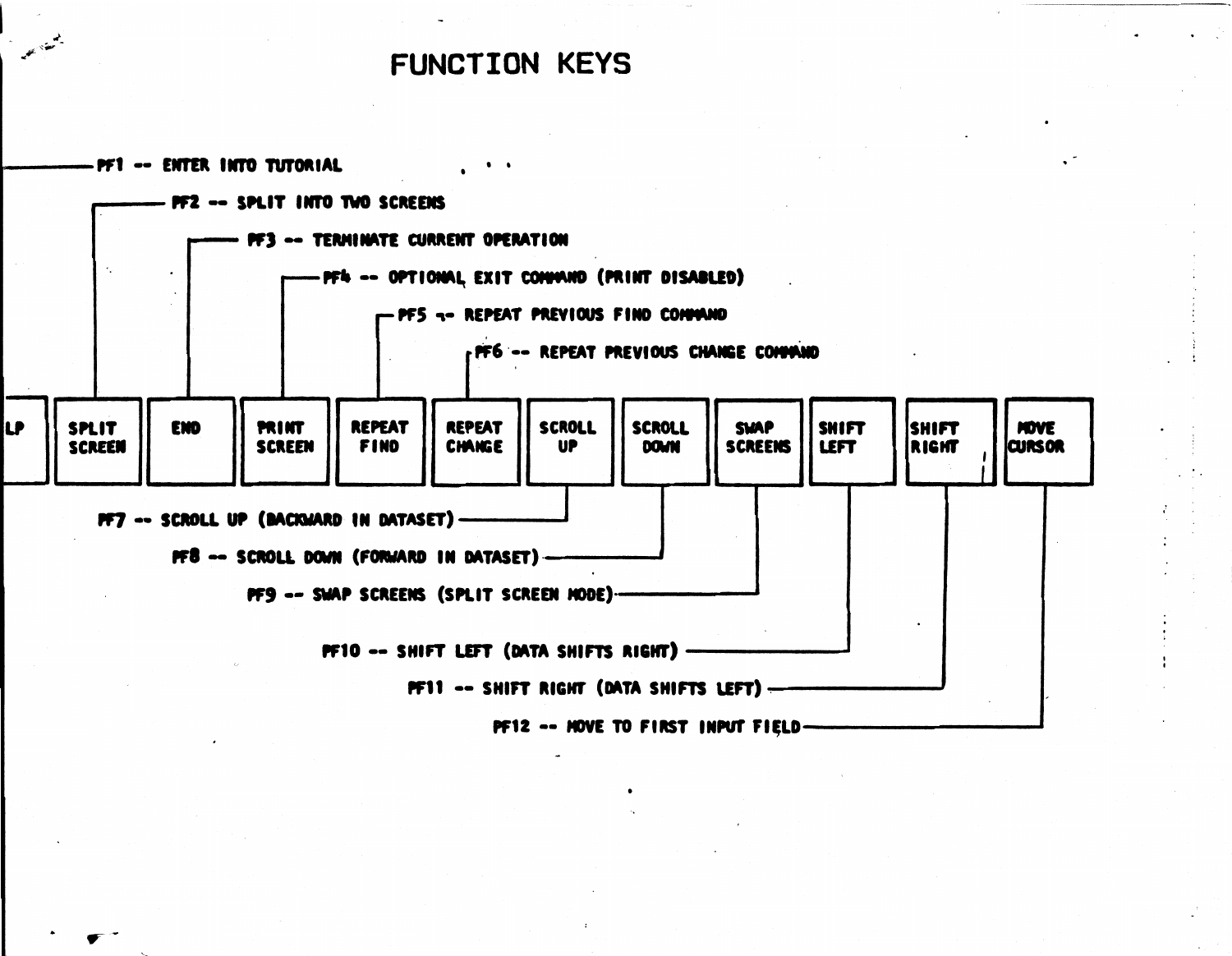# FUNCTION KEYS

PF1 -- ENTER INTO TUTORIAL

PF2 -- SPLIT INTO TWO SCREENS

PF3 -- TERMINATE CURRENT OPERATION

PF4 -- OPTIONAL EXIT COMMAND (PRINT DISABLED)

PF5 -- REPEAT PREVIOUS FIND COMMAND

PF6 -- REPEAT PREVIOUS CHANGE COMMAND

LP

SPLIT SCREEN

END

PRINT SCREEN

REPEAT FIND

REPEAT CHANGE

SCROLL UP

SCROLL DOWN

SWAP SCREENS

SHIFT LEFT

SHIFT RIGHT

MOVE CURSOR

PF7 -- SCROLL UP (BACKWARD IN DATASET)

PF8 -- SCROLL DOWN (FORWARD IN DATASET)

PF9 -- SWAP SCREENS (SPLIT SCREEN MODE)

PF10 -- SHIFT LEFT (DATA SHIFTS RIGHT)

PF11 -- SHIFT RIGHT (DATA SHIFTS LEFT)

PF12 -- MOVE TO FIRST INPUT FIELD